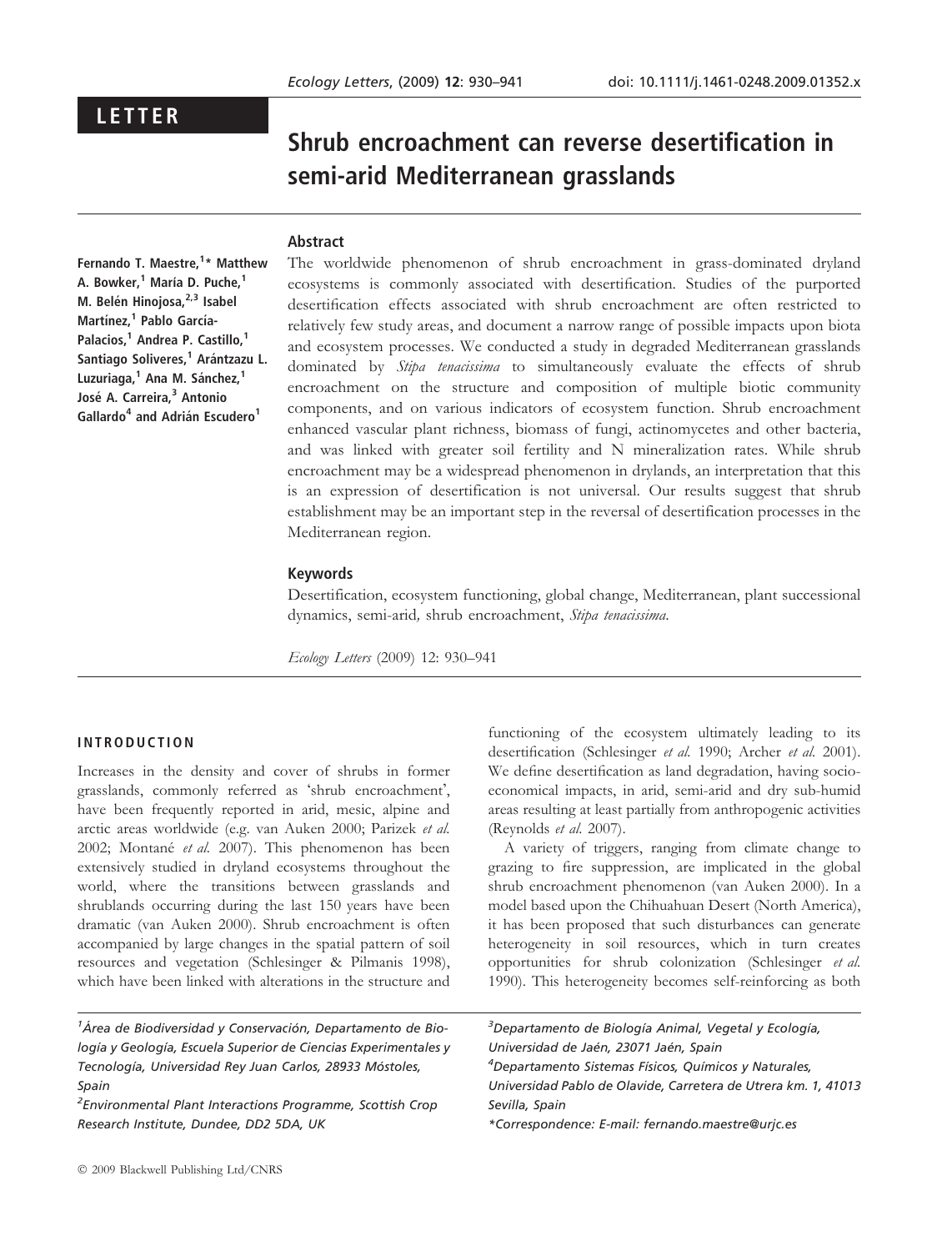LETTER

# Shrub encroachment can reverse desertification in semi-arid Mediterranean grasslands

Fernando T. Maestre,[1]* Matthew A. Bowker,[1] María D. Puche,[1] M. Belén Hinojosa,[2,3] Isabel Martínez,[1] Pablo García-Palacios,[1] Andrea P. Castillo,[1] Santiago Soliveres,[1] Arántzazu L. Luzuriaga,[1] Ana M. Sánchez,[1] José A. Carreira,[3] Antonio Gallardo[4] and Adrián Escudero[1]

## Abstract

The worldwide phenomenon of shrub encroachment in grass-dominated dryland ecosystems is commonly associated with desertification. Studies of the purported desertification effects associated with shrub encroachment are often restricted to relatively few study areas, and document a narrow range of possible impacts upon biota and ecosystem processes. We conducted a study in degraded Mediterranean grasslands dominated by *Stipa tenacissima* to simultaneously evaluate the effects of shrub encroachment on the structure and composition of multiple biotic community components, and on various indicators of ecosystem function. Shrub encroachment enhanced vascular plant richness, biomass of fungi, actinomycetes and other bacteria, and was linked with greater soil fertility and N mineralization rates. While shrub encroachment may be a widespread phenomenon in drylands, an interpretation that this is an expression of desertification is not universal. Our results suggest that shrub establishment may be an important step in the reversal of desertification processes in the Mediterranean region.

## Keywords

Desertification, ecosystem functioning, global change, Mediterranean, plant successional dynamics, semi-arid, shrub encroachment, *Stipa tenacissima*.

*Ecology Letters* (2009) 12: 930–941

## INTRODUCTION

Increases in the density and cover of shrubs in former grasslands, commonly referred as 'shrub encroachment', have been frequently reported in arid, mesic, alpine and arctic areas worldwide (e.g. van Auken 2000; Parizek *et al.* 2002; Montané *et al.* 2007). This phenomenon has been extensively studied in dryland ecosystems throughout the world, where the transitions between grasslands and shrublands occurring during the last 150 years have been dramatic (van Auken 2000). Shrub encroachment is often accompanied by large changes in the spatial pattern of soil resources and vegetation (Schlesinger & Pilmanis 1998), which have been linked with alterations in the structure and functioning of the ecosystem ultimately leading to its desertification (Schlesinger *et al.* 1990; Archer *et al.* 2001). We define desertification as land degradation, having socio-economical impacts, in arid, semi-arid and dry sub-humid areas resulting at least partially from anthropogenic activities (Reynolds *et al.* 2007).

A variety of triggers, ranging from climate change to grazing to fire suppression, are implicated in the global shrub encroachment phenomenon (van Auken 2000). In a model based upon the Chihuahuan Desert (North America), it has been proposed that such disturbances can generate heterogeneity in soil resources, which in turn creates opportunities for shrub colonization (Schlesinger *et al.* 1990). This heterogeneity becomes self-reinforcing as both

[1]Área de Biodiversidad y Conservación, Departamento de Biología y Geología, Escuela Superior de Ciencias Experimentales y Tecnología, Universidad Rey Juan Carlos, 28933 Móstoles, Spain

[2]Environmental Plant Interactions Programme, Scottish Crop Research Institute, Dundee, DD2 5DA, UK

[3]Departamento de Biología Animal, Vegetal y Ecología, Universidad de Jaén, 23071 Jaén, Spain

[4]Departamento Sistemas Físicos, Químicos y Naturales, Universidad Pablo de Olavide, Carretera de Utrera km. 1, 41013 Sevilla, Spain

*Correspondence: E-mail: fernando.maestre@urjc.es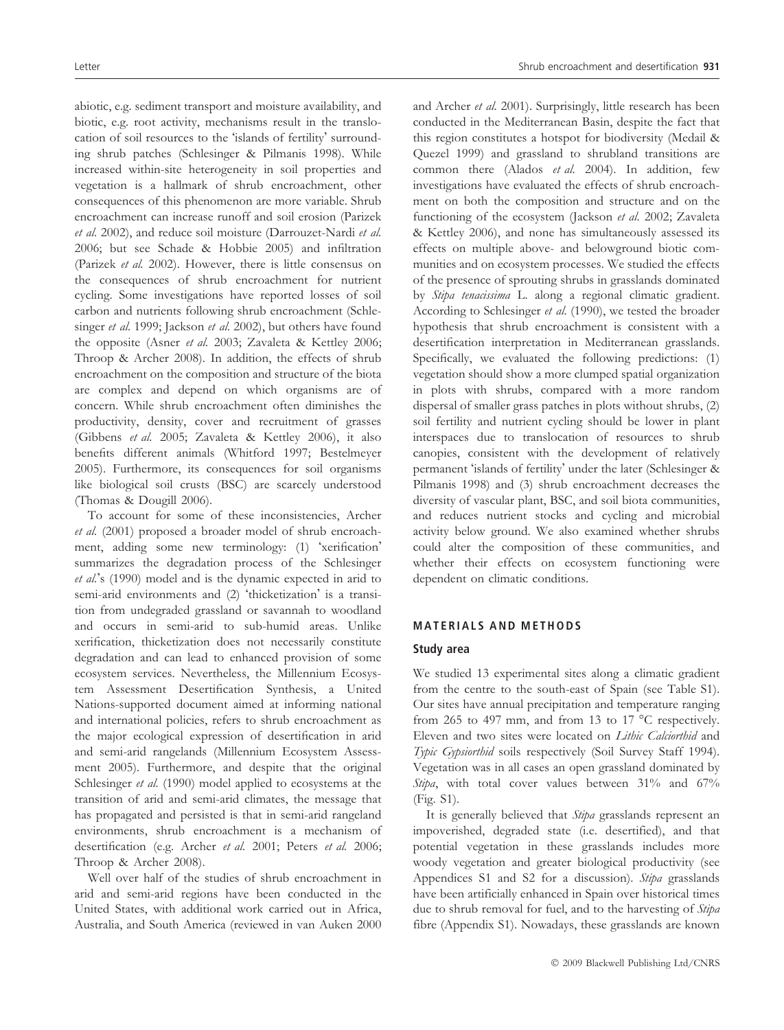abiotic, e.g. sediment transport and moisture availability, and biotic, e.g. root activity, mechanisms result in the translocation of soil resources to the 'islands of fertility' surrounding shrub patches (Schlesinger & Pilmanis 1998). While increased within-site heterogeneity in soil properties and vegetation is a hallmark of shrub encroachment, other consequences of this phenomenon are more variable. Shrub encroachment can increase runoff and soil erosion (Parizek *et al.* 2002), and reduce soil moisture (Darrouzet-Nardi *et al.* 2006; but see Schade & Hobbie 2005) and infiltration (Parizek *et al.* 2002). However, there is little consensus on the consequences of shrub encroachment for nutrient cycling. Some investigations have reported losses of soil carbon and nutrients following shrub encroachment (Schlesinger *et al.* 1999; Jackson *et al.* 2002), but others have found the opposite (Asner *et al.* 2003; Zavaleta & Kettley 2006; Throop & Archer 2008). In addition, the effects of shrub encroachment on the composition and structure of the biota are complex and depend on which organisms are of concern. While shrub encroachment often diminishes the productivity, density, cover and recruitment of grasses (Gibbens *et al.* 2005; Zavaleta & Kettley 2006), it also benefits different animals (Whitford 1997; Bestelmeyer 2005). Furthermore, its consequences for soil organisms like biological soil crusts (BSC) are scarcely understood (Thomas & Dougill 2006).

To account for some of these inconsistencies, Archer *et al.* (2001) proposed a broader model of shrub encroachment, adding some new terminology: (1) 'xerification' summarizes the degradation process of the Schlesinger *et al.*'s (1990) model and is the dynamic expected in arid to semi-arid environments and (2) 'thicketization' is a transition from undegraded grassland or savannah to woodland and occurs in semi-arid to sub-humid areas. Unlike xerification, thicketization does not necessarily constitute degradation and can lead to enhanced provision of some ecosystem services. Nevertheless, the Millennium Ecosystem Assessment Desertification Synthesis, a United Nations-supported document aimed at informing national and international policies, refers to shrub encroachment as the major ecological expression of desertification in arid and semi-arid rangelands (Millennium Ecosystem Assessment 2005). Furthermore, and despite that the original Schlesinger *et al.* (1990) model applied to ecosystems at the transition of arid and semi-arid climates, the message that has propagated and persisted is that in semi-arid rangeland environments, shrub encroachment is a mechanism of desertification (e.g. Archer *et al.* 2001; Peters *et al.* 2006; Throop & Archer 2008).

Well over half of the studies of shrub encroachment in arid and semi-arid regions have been conducted in the United States, with additional work carried out in Africa, Australia, and South America (reviewed in van Auken 2000 and Archer *et al.* 2001). Surprisingly, little research has been conducted in the Mediterranean Basin, despite the fact that this region constitutes a hotspot for biodiversity (Medail & Quezel 1999) and grassland to shrubland transitions are common there (Alados *et al.* 2004). In addition, few investigations have evaluated the effects of shrub encroachment on both the composition and structure and on the functioning of the ecosystem (Jackson *et al.* 2002; Zavaleta & Kettley 2006), and none has simultaneously assessed its effects on multiple above- and belowground biotic communities and on ecosystem processes. We studied the effects of the presence of sprouting shrubs in grasslands dominated by *Stipa tenacissima* L. along a regional climatic gradient. According to Schlesinger *et al.* (1990), we tested the broader hypothesis that shrub encroachment is consistent with a desertification interpretation in Mediterranean grasslands. Specifically, we evaluated the following predictions: (1) vegetation should show a more clumped spatial organization in plots with shrubs, compared with a more random dispersal of smaller grass patches in plots without shrubs, (2) soil fertility and nutrient cycling should be lower in plant interspaces due to translocation of resources to shrub canopies, consistent with the development of relatively permanent 'islands of fertility' under the later (Schlesinger & Pilmanis 1998) and (3) shrub encroachment decreases the diversity of vascular plant, BSC, and soil biota communities, and reduces nutrient stocks and cycling and microbial activity below ground. We also examined whether shrubs could alter the composition of these communities, and whether their effects on ecosystem functioning were dependent on climatic conditions.

## MATERIALS AND METHODS

### Study area

We studied 13 experimental sites along a climatic gradient from the centre to the south-east of Spain (see Table S1). Our sites have annual precipitation and temperature ranging from 265 to 497 mm, and from 13 to 17 °C respectively. Eleven and two sites were located on *Lithic Calciorthid* and *Typic Gypsiorthid* soils respectively (Soil Survey Staff 1994). Vegetation was in all cases an open grassland dominated by *Stipa*, with total cover values between 31% and 67% (Fig. S1).

It is generally believed that *Stipa* grasslands represent an impoverished, degraded state (i.e. desertified), and that potential vegetation in these grasslands includes more woody vegetation and greater biological productivity (see Appendices S1 and S2 for a discussion). *Stipa* grasslands have been artificially enhanced in Spain over historical times due to shrub removal for fuel, and to the harvesting of *Stipa* fibre (Appendix S1). Nowadays, these grasslands are known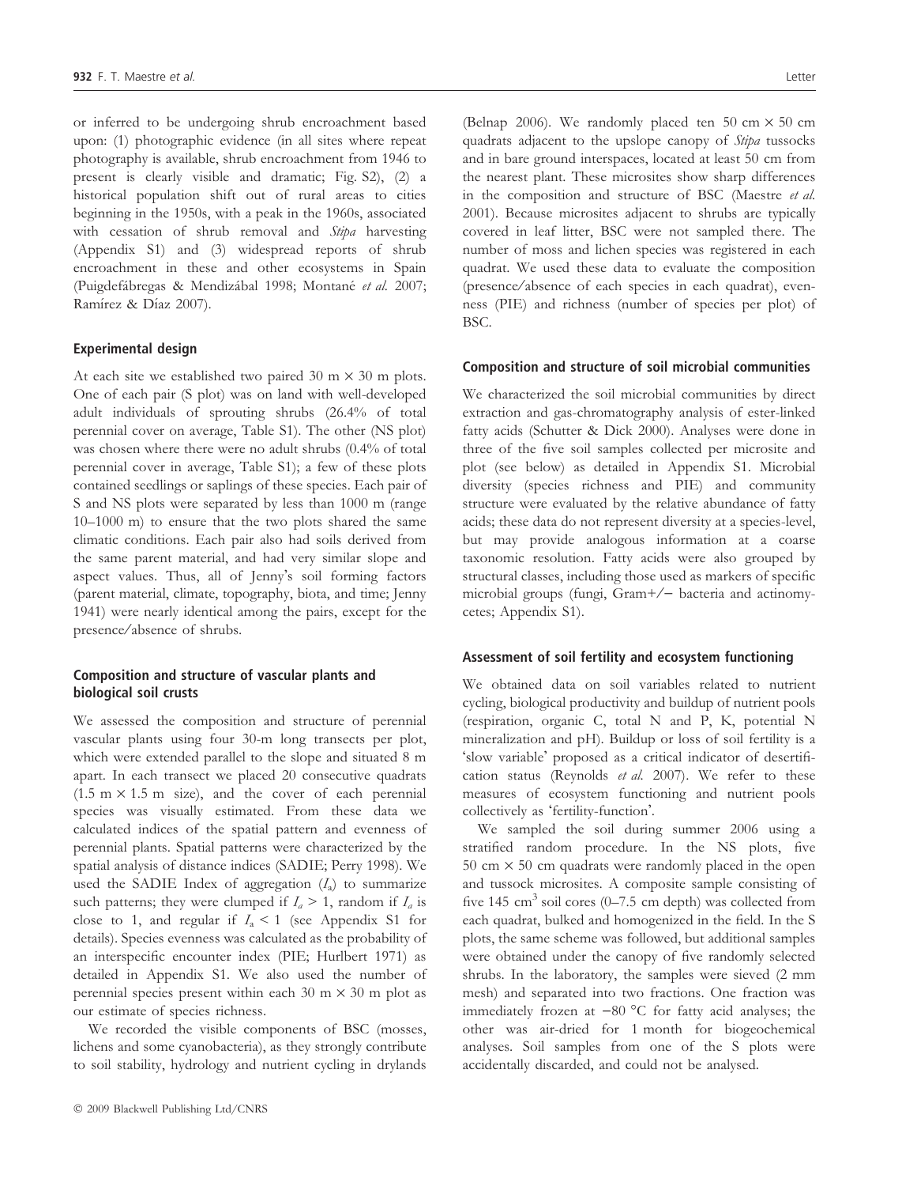or inferred to be undergoing shrub encroachment based upon: (1) photographic evidence (in all sites where repeat photography is available, shrub encroachment from 1946 to present is clearly visible and dramatic; Fig. S2), (2) a historical population shift out of rural areas to cities beginning in the 1950s, with a peak in the 1960s, associated with cessation of shrub removal and *Stipa* harvesting (Appendix S1) and (3) widespread reports of shrub encroachment in these and other ecosystems in Spain (Puigdefábregas & Mendizábal 1998; Montané *et al.* 2007; Ramírez & Díaz 2007).

### Experimental design

At each site we established two paired 30 m × 30 m plots. One of each pair (S plot) was on land with well-developed adult individuals of sprouting shrubs (26.4% of total perennial cover on average, Table S1). The other (NS plot) was chosen where there were no adult shrubs (0.4% of total perennial cover in average, Table S1); a few of these plots contained seedlings or saplings of these species. Each pair of S and NS plots were separated by less than 1000 m (range 10–1000 m) to ensure that the two plots shared the same climatic conditions. Each pair also had soils derived from the same parent material, and had very similar slope and aspect values. Thus, all of Jenny's soil forming factors (parent material, climate, topography, biota, and time; Jenny 1941) were nearly identical among the pairs, except for the presence/absence of shrubs.

### Composition and structure of vascular plants and biological soil crusts

We assessed the composition and structure of perennial vascular plants using four 30-m long transects per plot, which were extended parallel to the slope and situated 8 m apart. In each transect we placed 20 consecutive quadrats (1.5 m × 1.5 m size), and the cover of each perennial species was visually estimated. From these data we calculated indices of the spatial pattern and evenness of perennial plants. Spatial patterns were characterized by the spatial analysis of distance indices (SADIE; Perry 1998). We used the SADIE Index of aggregation ($I_a$) to summarize such patterns; they were clumped if $I_a > 1$, random if $I_a$ is close to 1, and regular if $I_a < 1$ (see Appendix S1 for details). Species evenness was calculated as the probability of an interspecific encounter index (PIE; Hurlbert 1971) as detailed in Appendix S1. We also used the number of perennial species present within each 30 m × 30 m plot as our estimate of species richness.

We recorded the visible components of BSC (mosses, lichens and some cyanobacteria), as they strongly contribute to soil stability, hydrology and nutrient cycling in drylands (Belnap 2006). We randomly placed ten 50 cm × 50 cm quadrats adjacent to the upslope canopy of *Stipa* tussocks and in bare ground interspaces, located at least 50 cm from the nearest plant. These microsites show sharp differences in the composition and structure of BSC (Maestre *et al.* 2001). Because microsites adjacent to shrubs are typically covered in leaf litter, BSC were not sampled there. The number of moss and lichen species was registered in each quadrat. We used these data to evaluate the composition (presence/absence of each species in each quadrat), evenness (PIE) and richness (number of species per plot) of BSC.

### Composition and structure of soil microbial communities

We characterized the soil microbial communities by direct extraction and gas-chromatography analysis of ester-linked fatty acids (Schutter & Dick 2000). Analyses were done in three of the five soil samples collected per microsite and plot (see below) as detailed in Appendix S1. Microbial diversity (species richness and PIE) and community structure were evaluated by the relative abundance of fatty acids; these data do not represent diversity at a species-level, but may provide analogous information at a coarse taxonomic resolution. Fatty acids were also grouped by structural classes, including those used as markers of specific microbial groups (fungi, Gram+/− bacteria and actinomycetes; Appendix S1).

### Assessment of soil fertility and ecosystem functioning

We obtained data on soil variables related to nutrient cycling, biological productivity and buildup of nutrient pools (respiration, organic C, total N and P, K, potential N mineralization and pH). Buildup or loss of soil fertility is a 'slow variable' proposed as a critical indicator of desertification status (Reynolds *et al.* 2007). We refer to these measures of ecosystem functioning and nutrient pools collectively as 'fertility-function'.

We sampled the soil during summer 2006 using a stratified random procedure. In the NS plots, five 50 cm × 50 cm quadrats were randomly placed in the open and tussock microsites. A composite sample consisting of five 145 $cm^3$ soil cores (0–7.5 cm depth) was collected from each quadrat, bulked and homogenized in the field. In the S plots, the same scheme was followed, but additional samples were obtained under the canopy of five randomly selected shrubs. In the laboratory, the samples were sieved (2 mm mesh) and separated into two fractions. One fraction was immediately frozen at −80 °C for fatty acid analyses; the other was air-dried for 1 month for biogeochemical analyses. Soil samples from one of the S plots were accidentally discarded, and could not be analysed.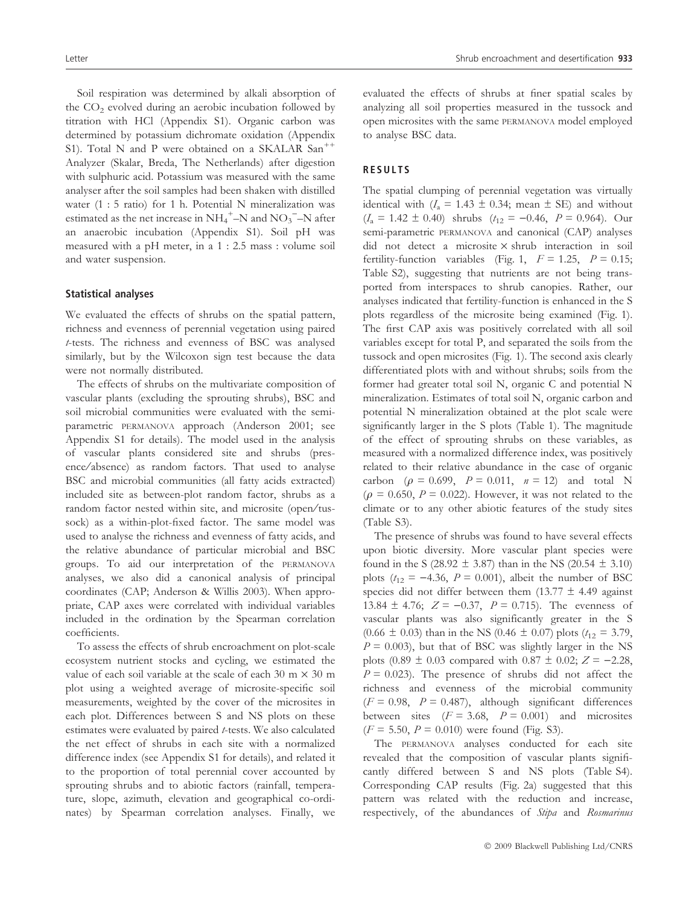Soil respiration was determined by alkali absorption of the $CO_2$ evolved during an aerobic incubation followed by titration with HCl (Appendix S1). Organic carbon was determined by potassium dichromate oxidation (Appendix S1). Total N and P were obtained on a SKALAR San$^{++}$ Analyzer (Skalar, Breda, The Netherlands) after digestion with sulphuric acid. Potassium was measured with the same analyser after the soil samples had been shaken with distilled water (1 : 5 ratio) for 1 h. Potential N mineralization was estimated as the net increase in $NH_4^+$–N and $NO_3^-$–N after an anaerobic incubation (Appendix S1). Soil pH was measured with a pH meter, in a 1 : 2.5 mass : volume soil and water suspension.

### Statistical analyses

We evaluated the effects of shrubs on the spatial pattern, richness and evenness of perennial vegetation using paired *t*-tests. The richness and evenness of BSC was analysed similarly, but by the Wilcoxon sign test because the data were not normally distributed.

The effects of shrubs on the multivariate composition of vascular plants (excluding the sprouting shrubs), BSC and soil microbial communities were evaluated with the semi-parametric PERMANOVA approach (Anderson 2001; see Appendix S1 for details). The model used in the analysis of vascular plants considered site and shrubs (presence/absence) as random factors. That used to analyse BSC and microbial communities (all fatty acids extracted) included site as between-plot random factor, shrubs as a random factor nested within site, and microsite (open/tussock) as a within-plot-fixed factor. The same model was used to analyse the richness and evenness of fatty acids, and the relative abundance of particular microbial and BSC groups. To aid our interpretation of the PERMANOVA analyses, we also did a canonical analysis of principal coordinates (CAP; Anderson & Willis 2003). When appropriate, CAP axes were correlated with individual variables included in the ordination by the Spearman correlation coefficients.

To assess the effects of shrub encroachment on plot-scale ecosystem nutrient stocks and cycling, we estimated the value of each soil variable at the scale of each 30 m × 30 m plot using a weighted average of microsite-specific soil measurements, weighted by the cover of the microsites in each plot. Differences between S and NS plots on these estimates were evaluated by paired *t*-tests. We also calculated the net effect of shrubs in each site with a normalized difference index (see Appendix S1 for details), and related it to the proportion of total perennial cover accounted by sprouting shrubs and to abiotic factors (rainfall, temperature, slope, azimuth, elevation and geographical co-ordinates) by Spearman correlation analyses. Finally, we evaluated the effects of shrubs at finer spatial scales by analyzing all soil properties measured in the tussock and open microsites with the same PERMANOVA model employed to analyse BSC data.

## RESULTS

The spatial clumping of perennial vegetation was virtually identical with ($I_a$ = 1.43 ± 0.34; mean ± SE) and without ($I_a$ = 1.42 ± 0.40) shrubs ($t_{12}$ = −0.46, $P$ = 0.964). Our semi-parametric PERMANOVA and canonical (CAP) analyses did not detect a microsite × shrub interaction in soil fertility-function variables (Fig. 1, $F$ = 1.25, $P$ = 0.15; Table S2), suggesting that nutrients are not being transported from interspaces to shrub canopies. Rather, our analyses indicated that fertility-function is enhanced in the S plots regardless of the microsite being examined (Fig. 1). The first CAP axis was positively correlated with all soil variables except for total P, and separated the soils from the tussock and open microsites (Fig. 1). The second axis clearly differentiated plots with and without shrubs; soils from the former had greater total soil N, organic C and potential N mineralization. Estimates of total soil N, organic carbon and potential N mineralization obtained at the plot scale were significantly larger in the S plots (Table 1). The magnitude of the effect of sprouting shrubs on these variables, as measured with a normalized difference index, was positively related to their relative abundance in the case of organic carbon ($\rho$ = 0.699, $P$ = 0.011, $n$ = 12) and total N ($\rho$ = 0.650, $P$ = 0.022). However, it was not related to the climate or to any other abiotic features of the study sites (Table S3).

The presence of shrubs was found to have several effects upon biotic diversity. More vascular plant species were found in the S (28.92 ± 3.87) than in the NS (20.54 ± 3.10) plots ($t_{12}$ = −4.36, $P$ = 0.001), albeit the number of BSC species did not differ between them (13.77 ± 4.49 against 13.84 ± 4.76; $Z$ = −0.37, $P$ = 0.715). The evenness of vascular plants was also significantly greater in the S (0.66 ± 0.03) than in the NS (0.46 ± 0.07) plots ($t_{12}$ = 3.79, $P$ = 0.003), but that of BSC was slightly larger in the NS plots (0.89 ± 0.03 compared with 0.87 ± 0.02; $Z$ = −2.28, $P$ = 0.023). The presence of shrubs did not affect the richness and evenness of the microbial community ($F$ = 0.98, $P$ = 0.487), although significant differences between sites ($F$ = 3.68, $P$ = 0.001) and microsites ($F$ = 5.50, $P$ = 0.010) were found (Fig. S3).

The PERMANOVA analyses conducted for each site revealed that the composition of vascular plants significantly differed between S and NS plots (Table S4). Corresponding CAP results (Fig. 2a) suggested that this pattern was related with the reduction and increase, respectively, of the abundances of *Stipa* and *Rosmarinus*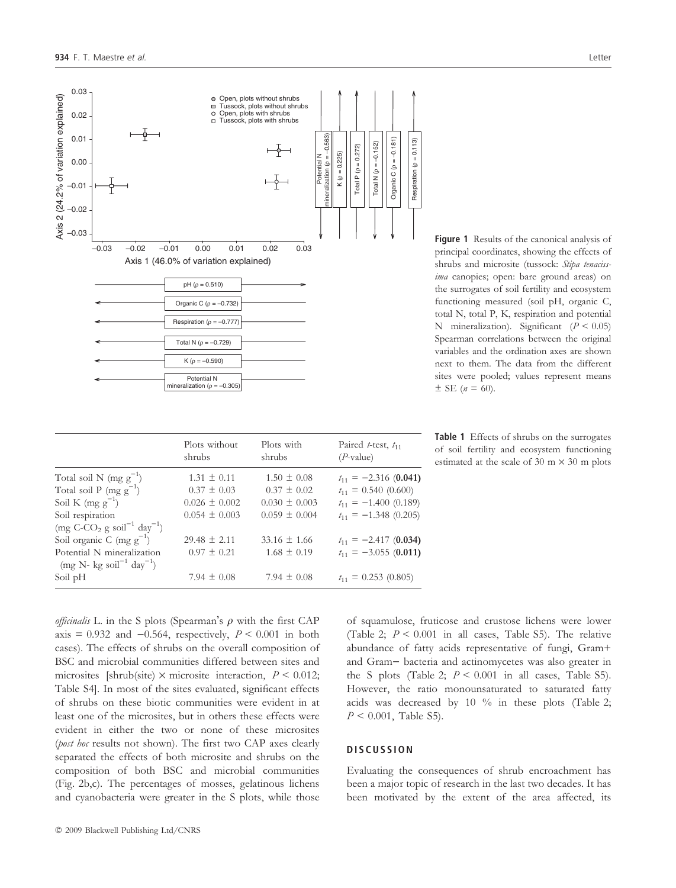**Figure 1** Results of the canonical analysis of principal coordinates, showing the effects of shrubs and microsite (tussock: *Stipa tenacissima* canopies; open: bare ground areas) on the surrogates of soil fertility and ecosystem functioning measured (soil pH, organic C, total N, total P, K, respiration and potential N mineralization). Significant ($P < 0.05$) Spearman correlations between the original variables and the ordination axes are shown next to them. The data from the different sites were pooled; values represent means ± SE ($n = 60$).

**Table 1** Effects of shrubs on the surrogates of soil fertility and ecosystem functioning estimated at the scale of 30 m × 30 m plots

| | Plots without shrubs | Plots with shrubs | Paired *t*-test, $t_{11}$ (*P*-value) |
|---|---|---|---|
| Total soil N (mg $g^{-1}$) | 1.31 ± 0.11 | 1.50 ± 0.08 | $t_{11} = -2.316$ (**0.041**) |
| Total soil P (mg $g^{-1}$) | 0.37 ± 0.03 | 0.37 ± 0.02 | $t_{11} = 0.540$ (0.600) |
| Soil K (mg $g^{-1}$) | 0.026 ± 0.002 | 0.030 ± 0.003 | $t_{11} = -1.400$ (0.189) |
| Soil respiration (mg C-$CO_2$ g $soil^{-1}$ $day^{-1}$) | 0.054 ± 0.003 | 0.059 ± 0.004 | $t_{11} = -1.348$ (0.205) |
| Soil organic C (mg $g^{-1}$) | 29.48 ± 2.11 | 33.16 ± 1.66 | $t_{11} = -2.417$ (**0.034**) |
| Potential N mineralization (mg N- kg $soil^{-1}$ $day^{-1}$) | 0.97 ± 0.21 | 1.68 ± 0.19 | $t_{11} = -3.055$ (**0.011**) |
| Soil pH | 7.94 ± 0.08 | 7.94 ± 0.08 | $t_{11} = 0.253$ (0.805) |

*officinalis* L. in the S plots (Spearman's $\rho$ with the first CAP axis = 0.932 and −0.564, respectively, $P < 0.001$ in both cases). The effects of shrubs on the overall composition of BSC and microbial communities differed between sites and microsites [shrub(site) × microsite interaction, $P < 0.012$; Table S4]. In most of the sites evaluated, significant effects of shrubs on these biotic communities were evident in at least one of the microsites, but in others these effects were evident in either the two or none of these microsites (*post hoc* results not shown). The first two CAP axes clearly separated the effects of both microsite and shrubs on the composition of both BSC and microbial communities (Fig. 2b,c). The percentages of mosses, gelatinous lichens and cyanobacteria were greater in the S plots, while those of squamulose, fruticose and crustose lichens were lower (Table 2; $P < 0.001$ in all cases, Table S5). The relative abundance of fatty acids representative of fungi, Gram+ and Gram− bacteria and actinomycetes was also greater in the S plots (Table 2; $P < 0.001$ in all cases, Table S5). However, the ratio monounsaturated to saturated fatty acids was decreased by 10 % in these plots (Table 2; $P < 0.001$, Table S5).

## DISCUSSION

Evaluating the consequences of shrub encroachment has been a major topic of research in the last two decades. It has been motivated by the extent of the area affected, its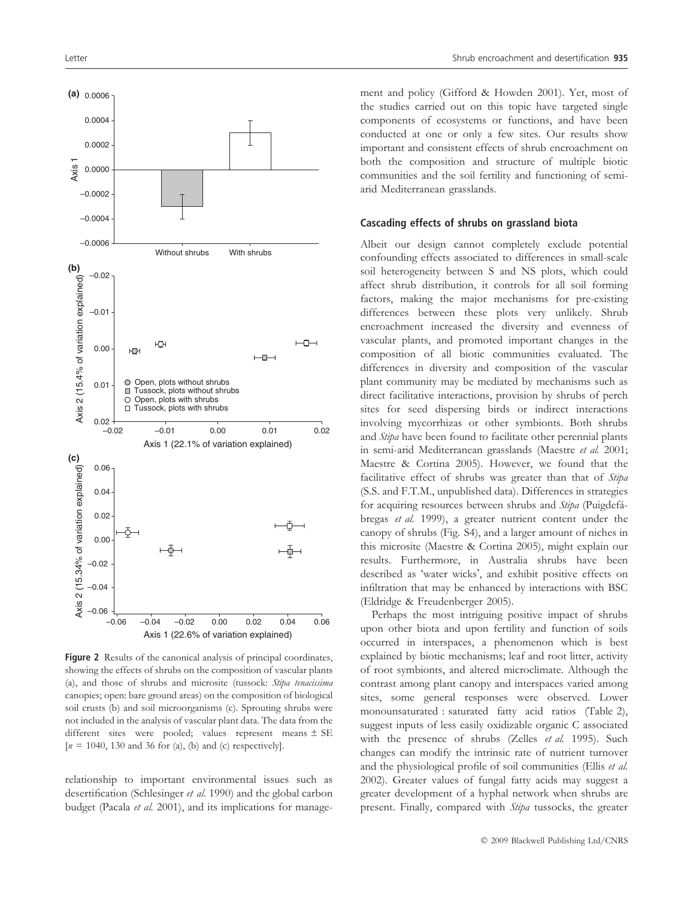**Figure 2** Results of the canonical analysis of principal coordinates, showing the effects of shrubs on the composition of vascular plants (a), and those of shrubs and microsite (tussock: *Stipa tenacissima* canopies; open: bare ground areas) on the composition of biological soil crusts (b) and soil microorganisms (c). Sprouting shrubs were not included in the analysis of vascular plant data. The data from the different sites were pooled; values represent means ± SE [$n$ = 1040, 130 and 36 for (a), (b) and (c) respectively].

relationship to important environmental issues such as desertification (Schlesinger *et al.* 1990) and the global carbon budget (Pacala *et al.* 2001), and its implications for management and policy (Gifford & Howden 2001). Yet, most of the studies carried out on this topic have targeted single components of ecosystems or functions, and have been conducted at one or only a few sites. Our results show important and consistent effects of shrub encroachment on both the composition and structure of multiple biotic communities and the soil fertility and functioning of semi-arid Mediterranean grasslands.

### Cascading effects of shrubs on grassland biota

Albeit our design cannot completely exclude potential confounding effects associated to differences in small-scale soil heterogeneity between S and NS plots, which could affect shrub distribution, it controls for all soil forming factors, making the major mechanisms for pre-existing differences between these plots very unlikely. Shrub encroachment increased the diversity and evenness of vascular plants, and promoted important changes in the composition of all biotic communities evaluated. The differences in diversity and composition of the vascular plant community may be mediated by mechanisms such as direct facilitative interactions, provision by shrubs of perch sites for seed dispersing birds or indirect interactions involving mycorrhizas or other symbionts. Both shrubs and *Stipa* have been found to facilitate other perennial plants in semi-arid Mediterranean grasslands (Maestre *et al.* 2001; Maestre & Cortina 2005). However, we found that the facilitative effect of shrubs was greater than that of *Stipa* (S.S. and F.T.M., unpublished data). Differences in strategies for acquiring resources between shrubs and *Stipa* (Puigdefábregas *et al.* 1999), a greater nutrient content under the canopy of shrubs (Fig. S4), and a larger amount of niches in this microsite (Maestre & Cortina 2005), might explain our results. Furthermore, in Australia shrubs have been described as 'water wicks', and exhibit positive effects on infiltration that may be enhanced by interactions with BSC (Eldridge & Freudenberger 2005).

Perhaps the most intriguing positive impact of shrubs upon other biota and upon fertility and function of soils occurred in interspaces, a phenomenon which is best explained by biotic mechanisms; leaf and root litter, activity of root symbionts, and altered microclimate. Although the contrast among plant canopy and interspaces varied among sites, some general responses were observed. Lower monounsaturated : saturated fatty acid ratios (Table 2), suggest inputs of less easily oxidizable organic C associated with the presence of shrubs (Zelles *et al.* 1995). Such changes can modify the intrinsic rate of nutrient turnover and the physiological profile of soil communities (Ellis *et al.* 2002). Greater values of fungal fatty acids may suggest a greater development of a hyphal network when shrubs are present. Finally, compared with *Stipa* tussocks, the greater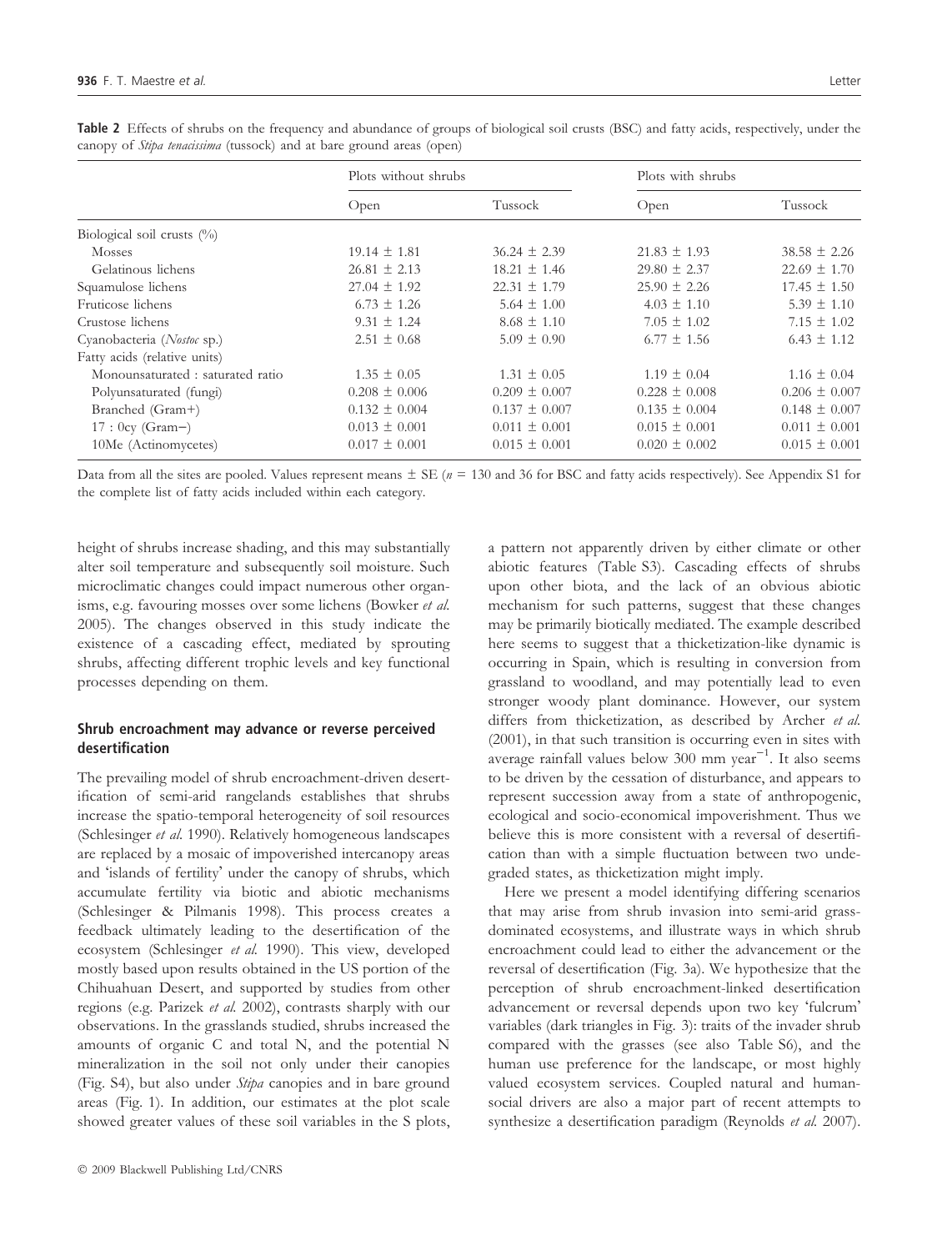**Table 2** Effects of shrubs on the frequency and abundance of groups of biological soil crusts (BSC) and fatty acids, respectively, under the canopy of *Stipa tenacissima* (tussock) and at bare ground areas (open)

| | Plots without shrubs | | Plots with shrubs | |
|---|---|---|---|---|
| | Open | Tussock | Open | Tussock |
| Biological soil crusts (%) | | | | |
| Mosses | 19.14 ± 1.81 | 36.24 ± 2.39 | 21.83 ± 1.93 | 38.58 ± 2.26 |
| Gelatinous lichens | 26.81 ± 2.13 | 18.21 ± 1.46 | 29.80 ± 2.37 | 22.69 ± 1.70 |
| Squamulose lichens | 27.04 ± 1.92 | 22.31 ± 1.79 | 25.90 ± 2.26 | 17.45 ± 1.50 |
| Fruticose lichens | 6.73 ± 1.26 | 5.64 ± 1.00 | 4.03 ± 1.10 | 5.39 ± 1.10 |
| Crustose lichens | 9.31 ± 1.24 | 8.68 ± 1.10 | 7.05 ± 1.02 | 7.15 ± 1.02 |
| Cyanobacteria (*Nostoc* sp.) | 2.51 ± 0.68 | 5.09 ± 0.90 | 6.77 ± 1.56 | 6.43 ± 1.12 |
| Fatty acids (relative units) | | | | |
| Monounsaturated : saturated ratio | 1.35 ± 0.05 | 1.31 ± 0.05 | 1.19 ± 0.04 | 1.16 ± 0.04 |
| Polyunsaturated (fungi) | 0.208 ± 0.006 | 0.209 ± 0.007 | 0.228 ± 0.008 | 0.206 ± 0.007 |
| Branched (Gram+) | 0.132 ± 0.004 | 0.137 ± 0.007 | 0.135 ± 0.004 | 0.148 ± 0.007 |
| 17 : 0cy (Gram−) | 0.013 ± 0.001 | 0.011 ± 0.001 | 0.015 ± 0.001 | 0.011 ± 0.001 |
| 10Me (Actinomycetes) | 0.017 ± 0.001 | 0.015 ± 0.001 | 0.020 ± 0.002 | 0.015 ± 0.001 |

Data from all the sites are pooled. Values represent means ± SE ($n$ = 130 and 36 for BSC and fatty acids respectively). See Appendix S1 for the complete list of fatty acids included within each category.

height of shrubs increase shading, and this may substantially alter soil temperature and subsequently soil moisture. Such microclimatic changes could impact numerous other organisms, e.g. favouring mosses over some lichens (Bowker *et al.* 2005). The changes observed in this study indicate the existence of a cascading effect, mediated by sprouting shrubs, affecting different trophic levels and key functional processes depending on them.

### Shrub encroachment may advance or reverse perceived desertification

The prevailing model of shrub encroachment-driven desertification of semi-arid rangelands establishes that shrubs increase the spatio-temporal heterogeneity of soil resources (Schlesinger *et al.* 1990). Relatively homogeneous landscapes are replaced by a mosaic of impoverished intercanopy areas and 'islands of fertility' under the canopy of shrubs, which accumulate fertility via biotic and abiotic mechanisms (Schlesinger & Pilmanis 1998). This process creates a feedback ultimately leading to the desertification of the ecosystem (Schlesinger *et al.* 1990). This view, developed mostly based upon results obtained in the US portion of the Chihuahuan Desert, and supported by studies from other regions (e.g. Parizek *et al.* 2002), contrasts sharply with our observations. In the grasslands studied, shrubs increased the amounts of organic C and total N, and the potential N mineralization in the soil not only under their canopies (Fig. S4), but also under *Stipa* canopies and in bare ground areas (Fig. 1). In addition, our estimates at the plot scale showed greater values of these soil variables in the S plots, a pattern not apparently driven by either climate or other abiotic features (Table S3). Cascading effects of shrubs upon other biota, and the lack of an obvious abiotic mechanism for such patterns, suggest that these changes may be primarily biotically mediated. The example described here seems to suggest that a thicketization-like dynamic is occurring in Spain, which is resulting in conversion from grassland to woodland, and may potentially lead to even stronger woody plant dominance. However, our system differs from thicketization, as described by Archer *et al.* (2001), in that such transition is occurring even in sites with average rainfall values below 300 mm year$^{-1}$. It also seems to be driven by the cessation of disturbance, and appears to represent succession away from a state of anthropogenic, ecological and socio-economical impoverishment. Thus we believe this is more consistent with a reversal of desertification than with a simple fluctuation between two undegraded states, as thicketization might imply.

Here we present a model identifying differing scenarios that may arise from shrub invasion into semi-arid grass-dominated ecosystems, and illustrate ways in which shrub encroachment could lead to either the advancement or the reversal of desertification (Fig. 3a). We hypothesize that the perception of shrub encroachment-linked desertification advancement or reversal depends upon two key 'fulcrum' variables (dark triangles in Fig. 3): traits of the invader shrub compared with the grasses (see also Table S6), and the human use preference for the landscape, or most highly valued ecosystem services. Coupled natural and human-social drivers are also a major part of recent attempts to synthesize a desertification paradigm (Reynolds *et al.* 2007).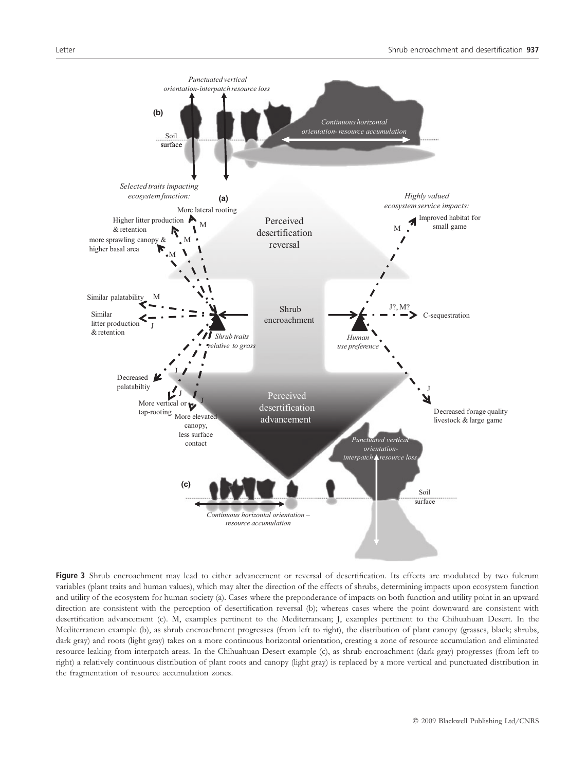**Figure 3** Shrub encroachment may lead to either advancement or reversal of desertification. Its effects are modulated by two fulcrum variables (plant traits and human values), which may alter the direction of the effects of shrubs, determining impacts upon ecosystem function and utility of the ecosystem for human society (a). Cases where the preponderance of impacts on both function and utility point in an upward direction are consistent with the perception of desertification reversal (b); whereas cases where the point downward are consistent with desertification advancement (c). M, examples pertinent to the Mediterranean; J, examples pertinent to the Chihuahuan Desert. In the Mediterranean example (b), as shrub encroachment progresses (from left to right), the distribution of plant canopy (grasses, black; shrubs, dark gray) and roots (light gray) takes on a more continuous horizontal orientation, creating a zone of resource accumulation and eliminated resource leaking from interpatch areas. In the Chihuahuan Desert example (c), as shrub encroachment (dark gray) progresses (from left to right) a relatively continuous distribution of plant roots and canopy (light gray) is replaced by a more vertical and punctuated distribution in the fragmentation of resource accumulation zones.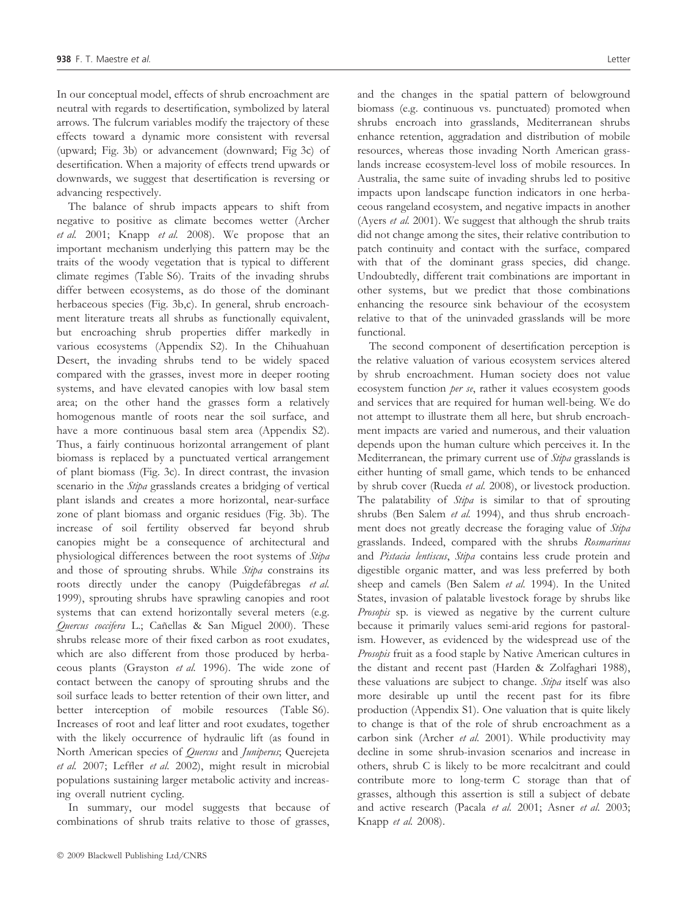In our conceptual model, effects of shrub encroachment are neutral with regards to desertification, symbolized by lateral arrows. The fulcrum variables modify the trajectory of these effects toward a dynamic more consistent with reversal (upward; Fig. 3b) or advancement (downward; Fig 3c) of desertification. When a majority of effects trend upwards or downwards, we suggest that desertification is reversing or advancing respectively.

The balance of shrub impacts appears to shift from negative to positive as climate becomes wetter (Archer *et al.* 2001; Knapp *et al.* 2008). We propose that an important mechanism underlying this pattern may be the traits of the woody vegetation that is typical to different climate regimes (Table S6). Traits of the invading shrubs differ between ecosystems, as do those of the dominant herbaceous species (Fig. 3b,c). In general, shrub encroachment literature treats all shrubs as functionally equivalent, but encroaching shrub properties differ markedly in various ecosystems (Appendix S2). In the Chihuahuan Desert, the invading shrubs tend to be widely spaced compared with the grasses, invest more in deeper rooting systems, and have elevated canopies with low basal stem area; on the other hand the grasses form a relatively homogenous mantle of roots near the soil surface, and have a more continuous basal stem area (Appendix S2). Thus, a fairly continuous horizontal arrangement of plant biomass is replaced by a punctuated vertical arrangement of plant biomass (Fig. 3c). In direct contrast, the invasion scenario in the *Stipa* grasslands creates a bridging of vertical plant islands and creates a more horizontal, near-surface zone of plant biomass and organic residues (Fig. 3b). The increase of soil fertility observed far beyond shrub canopies might be a consequence of architectural and physiological differences between the root systems of *Stipa* and those of sprouting shrubs. While *Stipa* constrains its roots directly under the canopy (Puigdefábregas *et al.* 1999), sprouting shrubs have sprawling canopies and root systems that can extend horizontally several meters (e.g. *Quercus coccifera* L.; Cañellas & San Miguel 2000). These shrubs release more of their fixed carbon as root exudates, which are also different from those produced by herbaceous plants (Grayston *et al.* 1996). The wide zone of contact between the canopy of sprouting shrubs and the soil surface leads to better retention of their own litter, and better interception of mobile resources (Table S6). Increases of root and leaf litter and root exudates, together with the likely occurrence of hydraulic lift (as found in North American species of *Quercus* and *Juniperus*; Querejeta *et al.* 2007; Leffler *et al.* 2002), might result in microbial populations sustaining larger metabolic activity and increasing overall nutrient cycling.

In summary, our model suggests that because of combinations of shrub traits relative to those of grasses, and the changes in the spatial pattern of belowground biomass (e.g. continuous vs. punctuated) promoted when shrubs encroach into grasslands, Mediterranean shrubs enhance retention, aggradation and distribution of mobile resources, whereas those invading North American grasslands increase ecosystem-level loss of mobile resources. In Australia, the same suite of invading shrubs led to positive impacts upon landscape function indicators in one herbaceous rangeland ecosystem, and negative impacts in another (Ayers *et al.* 2001). We suggest that although the shrub traits did not change among the sites, their relative contribution to patch continuity and contact with the surface, compared with that of the dominant grass species, did change. Undoubtedly, different trait combinations are important in other systems, but we predict that those combinations enhancing the resource sink behaviour of the ecosystem relative to that of the uninvaded grasslands will be more functional.

The second component of desertification perception is the relative valuation of various ecosystem services altered by shrub encroachment. Human society does not value ecosystem function *per se*, rather it values ecosystem goods and services that are required for human well-being. We do not attempt to illustrate them all here, but shrub encroachment impacts are varied and numerous, and their valuation depends upon the human culture which perceives it. In the Mediterranean, the primary current use of *Stipa* grasslands is either hunting of small game, which tends to be enhanced by shrub cover (Rueda *et al.* 2008), or livestock production. The palatability of *Stipa* is similar to that of sprouting shrubs (Ben Salem *et al.* 1994), and thus shrub encroachment does not greatly decrease the foraging value of *Stipa* grasslands. Indeed, compared with the shrubs *Rosmarinus* and *Pistacia lentiscus*, *Stipa* contains less crude protein and digestible organic matter, and was less preferred by both sheep and camels (Ben Salem *et al.* 1994). In the United States, invasion of palatable livestock forage by shrubs like *Prosopis* sp. is viewed as negative by the current culture because it primarily values semi-arid regions for pastoralism. However, as evidenced by the widespread use of the *Prosopis* fruit as a food staple by Native American cultures in the distant and recent past (Harden & Zolfaghari 1988), these valuations are subject to change. *Stipa* itself was also more desirable up until the recent past for its fibre production (Appendix S1). One valuation that is quite likely to change is that of the role of shrub encroachment as a carbon sink (Archer *et al.* 2001). While productivity may decline in some shrub-invasion scenarios and increase in others, shrub C is likely to be more recalcitrant and could contribute more to long-term C storage than that of grasses, although this assertion is still a subject of debate and active research (Pacala *et al.* 2001; Asner *et al.* 2003; Knapp *et al.* 2008).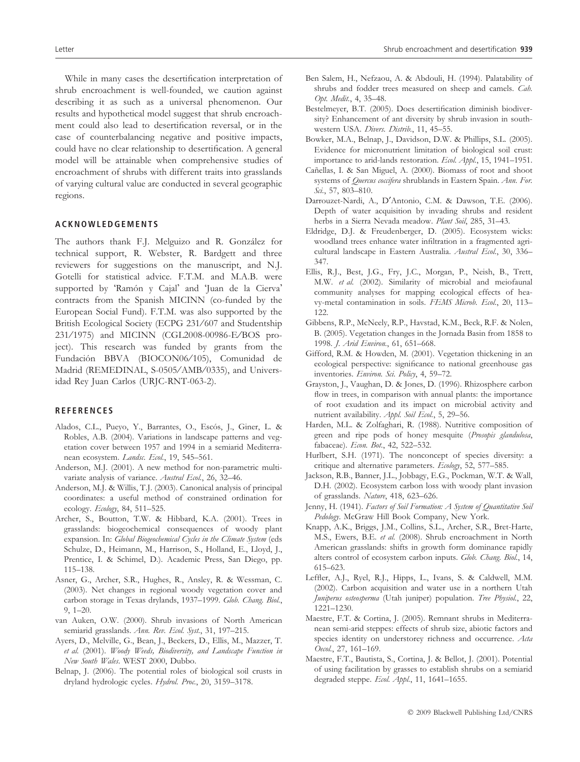While in many cases the desertification interpretation of shrub encroachment is well-founded, we caution against describing it as such as a universal phenomenon. Our results and hypothetical model suggest that shrub encroachment could also lead to desertification reversal, or in the case of counterbalancing negative and positive impacts, could have no clear relationship to desertification. A general model will be attainable when comprehensive studies of encroachment of shrubs with different traits into grasslands of varying cultural value are conducted in several geographic regions.

## ACKNOWLEDGEMENTS

The authors thank F.J. Melguizo and R. González for technical support, R. Webster, R. Bardgett and three reviewers for suggestions on the manuscript, and N.J. Gotelli for statistical advice. F.T.M. and M.A.B. were supported by 'Ramón y Cajal' and 'Juan de la Cierva' contracts from the Spanish MICINN (co-funded by the European Social Fund). F.T.M. was also supported by the British Ecological Society (ECPG 231/607 and Studentship 231/1975) and MICINN (CGL2008-00986-E/BOS project). This research was funded by grants from the Fundación BBVA (BIOCON06/105), Comunidad de Madrid (REMEDINAL, S-0505/AMB/0335), and Universidad Rey Juan Carlos (URJC-RNT-063-2).

## REFERENCES

Alados, C.L., Pueyo, Y., Barrantes, O., Escós, J., Giner, L. & Robles, A.B. (2004). Variations in landscape patterns and vegetation cover between 1957 and 1994 in a semiarid Mediterranean ecosystem. *Landsc. Ecol.*, 19, 545–561.

Anderson, M.J. (2001). A new method for non-parametric multivariate analysis of variance. *Austral Ecol.*, 26, 32–46.

Anderson, M.J. & Willis, T.J. (2003). Canonical analysis of principal coordinates: a useful method of constrained ordination for ecology. *Ecology*, 84, 511–525.

Archer, S., Boutton, T.W. & Hibbard, K.A. (2001). Trees in grasslands: biogeochemical consequences of woody plant expansion. In: *Global Biogeochemical Cycles in the Climate System* (eds Schulze, D., Heimann, M., Harrison, S., Holland, E., Lloyd, J., Prentice, I. & Schimel, D.). Academic Press, San Diego, pp. 115–138.

Asner, G., Archer, S.R., Hughes, R., Ansley, R. & Wessman, C. (2003). Net changes in regional woody vegetation cover and carbon storage in Texas drylands, 1937–1999. *Glob. Chang. Biol.*, 9, 1–20.

van Auken, O.W. (2000). Shrub invasions of North American semiarid grasslands. *Ann. Rev. Ecol. Syst.*, 31, 197–215.

Ayers, D., Melville, G., Bean, J., Beckers, D., Ellis, M., Mazzer, T. *et al.* (2001). *Woody Weeds, Biodiversity, and Landscape Function in New South Wales*. WEST 2000, Dubbo.

Belnap, J. (2006). The potential roles of biological soil crusts in dryland hydrologic cycles. *Hydrol. Proc.*, 20, 3159–3178.

Ben Salem, H., Nefzaou, A. & Abdouli, H. (1994). Palatability of shrubs and fodder trees measured on sheep and camels. *Cah. Opt. Medit.*, 4, 35–48.

Bestelmeyer, B.T. (2005). Does desertification diminish biodiversity? Enhancement of ant diversity by shrub invasion in southwestern USA. *Divers. Distrib.*, 11, 45–55.

Bowker, M.A., Belnap, J., Davidson, D.W. & Phillips, S.L. (2005). Evidence for micronutrient limitation of biological soil crust: importance to arid-lands restoration. *Ecol. Appl.*, 15, 1941–1951.

Cañellas, I. & San Miguel, A. (2000). Biomass of root and shoot systems of *Quercus coccifera* shrublands in Eastern Spain. *Ann. For. Sci.*, 57, 803–810.

Darrouzet-Nardi, A., D'Antonio, C.M. & Dawson, T.E. (2006). Depth of water acquisition by invading shrubs and resident herbs in a Sierra Nevada meadow. *Plant Soil*, 285, 31–43.

Eldridge, D.J. & Freudenberger, D. (2005). Ecosystem wicks: woodland trees enhance water infiltration in a fragmented agricultural landscape in Eastern Australia. *Austral Ecol.*, 30, 336–347.

Ellis, R.J., Best, J.G., Fry, J.C., Morgan, P., Neish, B., Trett, M.W. *et al.* (2002). Similarity of microbial and meiofaunal community analyses for mapping ecological effects of heavy-metal contamination in soils. *FEMS Microb. Ecol.*, 20, 113–122.

Gibbens, R.P., McNeely, R.P., Havstad, K.M., Beck, R.F. & Nolen, B. (2005). Vegetation changes in the Jornada Basin from 1858 to 1998. *J. Arid Environ.*, 61, 651–668.

Gifford, R.M. & Howden, M. (2001). Vegetation thickening in an ecological perspective: significance to national greenhouse gas inventories. *Environ. Sci. Policy*, 4, 59–72.

Grayston, J., Vaughan, D. & Jones, D. (1996). Rhizosphere carbon flow in trees, in comparison with annual plants: the importance of root exudation and its impact on microbial activity and nutrient availability. *Appl. Soil Ecol.*, 5, 29–56.

Harden, M.L. & Zolfaghari, R. (1988). Nutritive composition of green and ripe pods of honey mesquite (*Prosopis glandulosa*, fabaceae). *Econ. Bot.*, 42, 522–532.

Hurlbert, S.H. (1971). The nonconcept of species diversity: a critique and alternative parameters. *Ecology*, 52, 577–585.

Jackson, R.B., Banner, J.L., Jobbagy, E.G., Pockman, W.T. & Wall, D.H. (2002). Ecosystem carbon loss with woody plant invasion of grasslands. *Nature*, 418, 623–626.

Jenny, H. (1941). *Factors of Soil Formation: A System of Quantitative Soil Pedology*. McGraw Hill Book Company, New York.

Knapp, A.K., Briggs, J.M., Collins, S.L., Archer, S.R., Bret-Harte, M.S., Ewers, B.E. *et al.* (2008). Shrub encroachment in North American grasslands: shifts in growth form dominance rapidly alters control of ecosystem carbon inputs. *Glob. Chang. Biol.*, 14, 615–623.

Leffler, A.J., Ryel, R.J., Hipps, L., Ivans, S. & Caldwell, M.M. (2002). Carbon acquisition and water use in a northern Utah *Juniperus osteosperma* (Utah juniper) population. *Tree Physiol.*, 22, 1221–1230.

Maestre, F.T. & Cortina, J. (2005). Remnant shrubs in Mediterranean semi-arid steppes: effects of shrub size, abiotic factors and species identity on understorey richness and occurrence. *Acta Oecol.*, 27, 161–169.

Maestre, F.T., Bautista, S., Cortina, J. & Bellot, J. (2001). Potential of using facilitation by grasses to establish shrubs on a semiarid degraded steppe. *Ecol. Appl.*, 11, 1641–1655.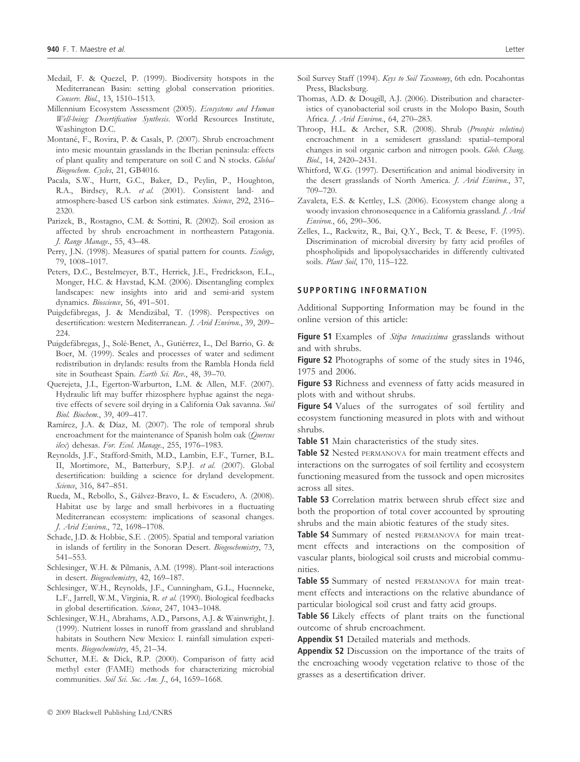Medail, F. & Quezel, P. (1999). Biodiversity hotspots in the Mediterranean Basin: setting global conservation priorities. *Conserv. Biol.*, 13, 1510–1513.

Millennium Ecosystem Assessment (2005). *Ecosystems and Human Well-being: Desertification Synthesis*. World Resources Institute, Washington D.C.

Montané, F., Rovira, P. & Casals, P. (2007). Shrub encroachment into mesic mountain grasslands in the Iberian peninsula: effects of plant quality and temperature on soil C and N stocks. *Global Biogeochem. Cycles*, 21, GB4016.

Pacala, S.W., Hurtt, G.C., Baker, D., Peylin, P., Houghton, R.A., Birdsey, R.A. *et al.* (2001). Consistent land- and atmosphere-based US carbon sink estimates. *Science*, 292, 2316–2320.

Parizek, B., Rostagno, C.M. & Sottini, R. (2002). Soil erosion as affected by shrub encroachment in northeastern Patagonia. *J. Range Manage.*, 55, 43–48.

Perry, J.N. (1998). Measures of spatial pattern for counts. *Ecology*, 79, 1008–1017.

Peters, D.C., Bestelmeyer, B.T., Herrick, J.E., Fredrickson, E.L., Monger, H.C. & Havstad, K.M. (2006). Disentangling complex landscapes: new insights into arid and semi-arid system dynamics. *Bioscience*, 56, 491–501.

Puigdefábregas, J. & Mendizábal, T. (1998). Perspectives on desertification: western Mediterranean. *J. Arid Environ.*, 39, 209–224.

Puigdefábregas, J., Solé-Benet, A., Gutiérrez, L., Del Barrio, G. & Boer, M. (1999). Scales and processes of water and sediment redistribution in drylands: results from the Rambla Honda field site in Southeast Spain. *Earth Sci. Rev.*, 48, 39–70.

Querejeta, J.I., Egerton-Warburton, L.M. & Allen, M.F. (2007). Hydraulic lift may buffer rhizosphere hyphae against the negative effects of severe soil drying in a California Oak savanna. *Soil Biol. Biochem.*, 39, 409–417.

Ramírez, J.A. & Díaz, M. (2007). The role of temporal shrub encroachment for the maintenance of Spanish holm oak (*Quercus ilex*) dehesas. *For. Ecol. Manage.*, 255, 1976–1983.

Reynolds, J.F., Stafford-Smith, M.D., Lambin, E.F., Turner, B.L. II, Mortimore, M., Batterbury, S.P.J. *et al.* (2007). Global desertification: building a science for dryland development. *Science*, 316, 847–851.

Rueda, M., Rebollo, S., Gálvez-Bravo, L. & Escudero, A. (2008). Habitat use by large and small herbivores in a fluctuating Mediterranean ecosystem: implications of seasonal changes. *J. Arid Environ.*, 72, 1698–1708.

Schade, J.D. & Hobbie, S.E . (2005). Spatial and temporal variation in islands of fertility in the Sonoran Desert. *Biogeochemistry*, 73, 541–553.

Schlesinger, W.H. & Pilmanis, A.M. (1998). Plant-soil interactions in desert. *Biogeochemistry*, 42, 169–187.

Schlesinger, W.H., Reynolds, J.F., Cunningham, G.L., Huenneke, L.F., Jarrell, W.M., Virginia, R. *et al.* (1990). Biological feedbacks in global desertification. *Science*, 247, 1043–1048.

Schlesinger, W.H., Abrahams, A.D., Parsons, A.J. & Wainwright, J. (1999). Nutrient losses in runoff from grassland and shrubland habitats in Southern New Mexico: I. rainfall simulation experiments. *Biogeochemistry*, 45, 21–34.

Schutter, M.E. & Dick, R.P. (2000). Comparison of fatty acid methyl ester (FAME) methods for characterizing microbial communities. *Soil Sci. Soc. Am. J.*, 64, 1659–1668.

Soil Survey Staff (1994). *Keys to Soil Taxonomy*, 6th edn. Pocahontas Press, Blacksburg.

Thomas, A.D. & Dougill, A.J. (2006). Distribution and characteristics of cyanobacterial soil crusts in the Molopo Basin, South Africa. *J. Arid Environ.*, 64, 270–283.

Throop, H.L. & Archer, S.R. (2008). Shrub (*Prosopis velutina*) encroachment in a semidesert grassland: spatial–temporal changes in soil organic carbon and nitrogen pools. *Glob. Chang. Biol.*, 14, 2420–2431.

Whitford, W.G. (1997). Desertification and animal biodiversity in the desert grasslands of North America. *J. Arid Environ.*, 37, 709–720.

Zavaleta, E.S. & Kettley, L.S. (2006). Ecosystem change along a woody invasion chronosequence in a California grassland. *J. Arid Environ.*, 66, 290–306.

Zelles, L., Rackwitz, R., Bai, Q.Y., Beck, T. & Beese, F. (1995). Discrimination of microbial diversity by fatty acid profiles of phospholipids and lipopolysaccharides in differently cultivated soils. *Plant Soil*, 170, 115–122.

## SUPPORTING INFORMATION

Additional Supporting Information may be found in the online version of this article:

**Figure S1** Examples of *Stipa tenacissima* grasslands without and with shrubs.

**Figure S2** Photographs of some of the study sites in 1946, 1975 and 2006.

**Figure S3** Richness and evenness of fatty acids measured in plots with and without shrubs.

**Figure S4** Values of the surrogates of soil fertility and ecosystem functioning measured in plots with and without shrubs.

**Table S1** Main characteristics of the study sites.

**Table S2** Nested PERMANOVA for main treatment effects and interactions on the surrogates of soil fertility and ecosystem functioning measured from the tussock and open microsites across all sites.

**Table S3** Correlation matrix between shrub effect size and both the proportion of total cover accounted by sprouting shrubs and the main abiotic features of the study sites.

**Table S4** Summary of nested PERMANOVA for main treatment effects and interactions on the composition of vascular plants, biological soil crusts and microbial communities.

**Table S5** Summary of nested PERMANOVA for main treatment effects and interactions on the relative abundance of particular biological soil crust and fatty acid groups.

**Table S6** Likely effects of plant traits on the functional outcome of shrub encroachment.

**Appendix S1** Detailed materials and methods.

**Appendix S2** Discussion on the importance of the traits of the encroaching woody vegetation relative to those of the grasses as a desertification driver.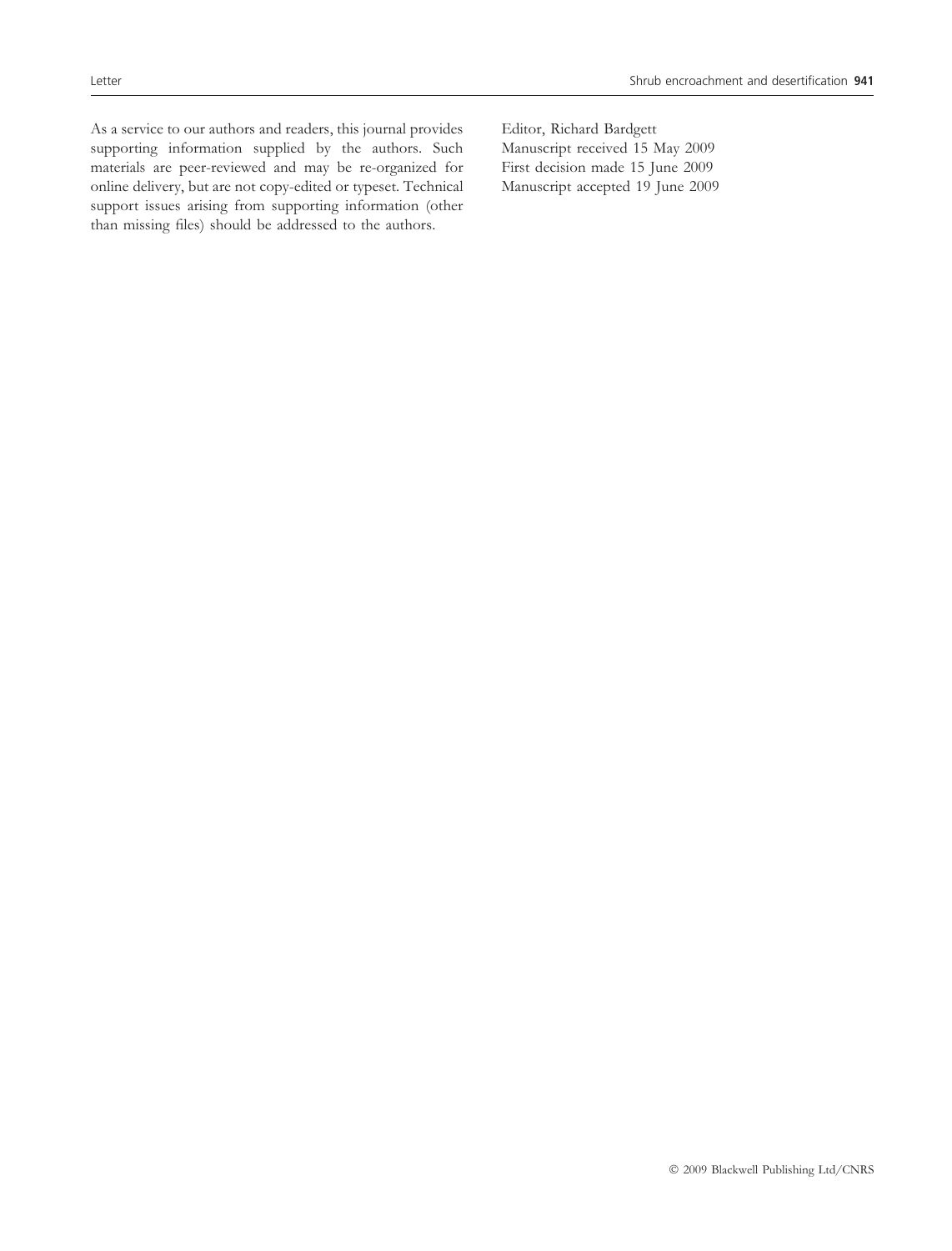As a service to our authors and readers, this journal provides supporting information supplied by the authors. Such materials are peer-reviewed and may be re-organized for online delivery, but are not copy-edited or typeset. Technical support issues arising from supporting information (other than missing files) should be addressed to the authors.

Editor, Richard Bardgett
Manuscript received 15 May 2009
First decision made 15 June 2009
Manuscript accepted 19 June 2009